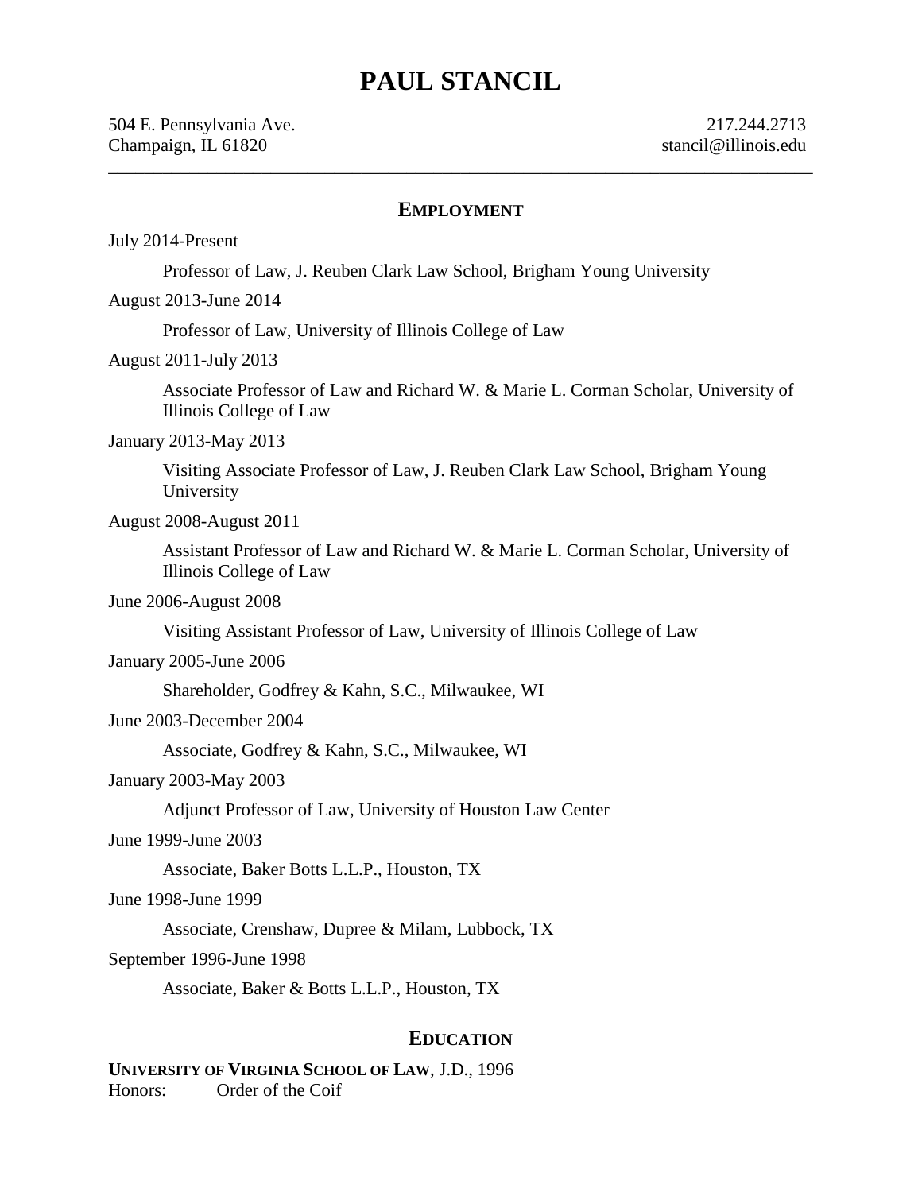# PAUL STANCIL

504 E. Pennsylvania Ave.  
Champaign, IL 61820

217.244.2713  
stancil@illinois.edu

---

## EMPLOYMENT

July 2014-Present

Professor of Law, J. Reuben Clark Law School, Brigham Young University

August 2013-June 2014

Professor of Law, University of Illinois College of Law

August 2011-July 2013

Associate Professor of Law and Richard W. & Marie L. Corman Scholar, University of Illinois College of Law

January 2013-May 2013

Visiting Associate Professor of Law, J. Reuben Clark Law School, Brigham Young University

August 2008-August 2011

Assistant Professor of Law and Richard W. & Marie L. Corman Scholar, University of Illinois College of Law

June 2006-August 2008

Visiting Assistant Professor of Law, University of Illinois College of Law

January 2005-June 2006

Shareholder, Godfrey & Kahn, S.C., Milwaukee, WI

June 2003-December 2004

Associate, Godfrey & Kahn, S.C., Milwaukee, WI

January 2003-May 2003

Adjunct Professor of Law, University of Houston Law Center

June 1999-June 2003

Associate, Baker Botts L.L.P., Houston, TX

June 1998-June 1999

Associate, Crenshaw, Dupree & Milam, Lubbock, TX

September 1996-June 1998

Associate, Baker & Botts L.L.P., Houston, TX

## EDUCATION

**UNIVERSITY OF VIRGINIA SCHOOL OF LAW**, J.D., 1996  
Honors: Order of the Coif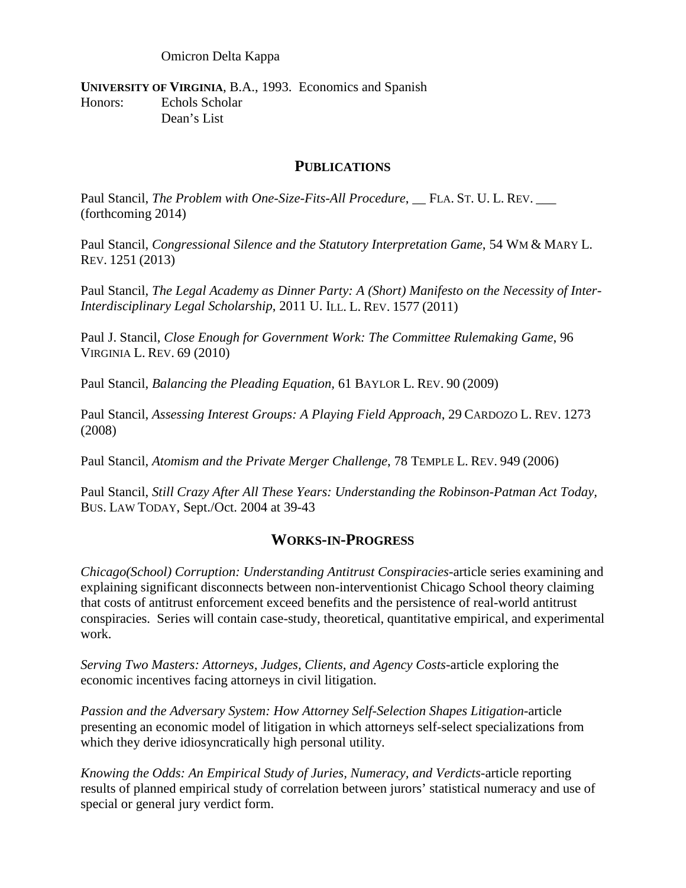Omicron Delta Kappa

**UNIVERSITY OF VIRGINIA**, B.A., 1993. Economics and Spanish
Honors: Echols Scholar
Dean's List

## PUBLICATIONS

Paul Stancil, *The Problem with One-Size-Fits-All Procedure*, __ FLA. ST. U. L. REV. ___ (forthcoming 2014)

Paul Stancil, *Congressional Silence and the Statutory Interpretation Game*, 54 WM & MARY L. REV. 1251 (2013)

Paul Stancil, *The Legal Academy as Dinner Party: A (Short) Manifesto on the Necessity of Inter-Interdisciplinary Legal Scholarship*, 2011 U. ILL. L. REV. 1577 (2011)

Paul J. Stancil, *Close Enough for Government Work: The Committee Rulemaking Game*, 96 VIRGINIA L. REV. 69 (2010)

Paul Stancil, *Balancing the Pleading Equation*, 61 BAYLOR L. REV. 90 (2009)

Paul Stancil, *Assessing Interest Groups: A Playing Field Approach*, 29 CARDOZO L. REV. 1273 (2008)

Paul Stancil, *Atomism and the Private Merger Challenge*, 78 TEMPLE L. REV. 949 (2006)

Paul Stancil, *Still Crazy After All These Years: Understanding the Robinson-Patman Act Today*, BUS. LAW TODAY, Sept./Oct. 2004 at 39-43

## WORKS-IN-PROGRESS

*Chicago(School) Corruption: Understanding Antitrust Conspiracies*-article series examining and explaining significant disconnects between non-interventionist Chicago School theory claiming that costs of antitrust enforcement exceed benefits and the persistence of real-world antitrust conspiracies. Series will contain case-study, theoretical, quantitative empirical, and experimental work.

*Serving Two Masters: Attorneys, Judges, Clients, and Agency Costs*-article exploring the economic incentives facing attorneys in civil litigation.

*Passion and the Adversary System: How Attorney Self-Selection Shapes Litigation*-article presenting an economic model of litigation in which attorneys self-select specializations from which they derive idiosyncratically high personal utility.

*Knowing the Odds: An Empirical Study of Juries, Numeracy, and Verdicts*-article reporting results of planned empirical study of correlation between jurors' statistical numeracy and use of special or general jury verdict form.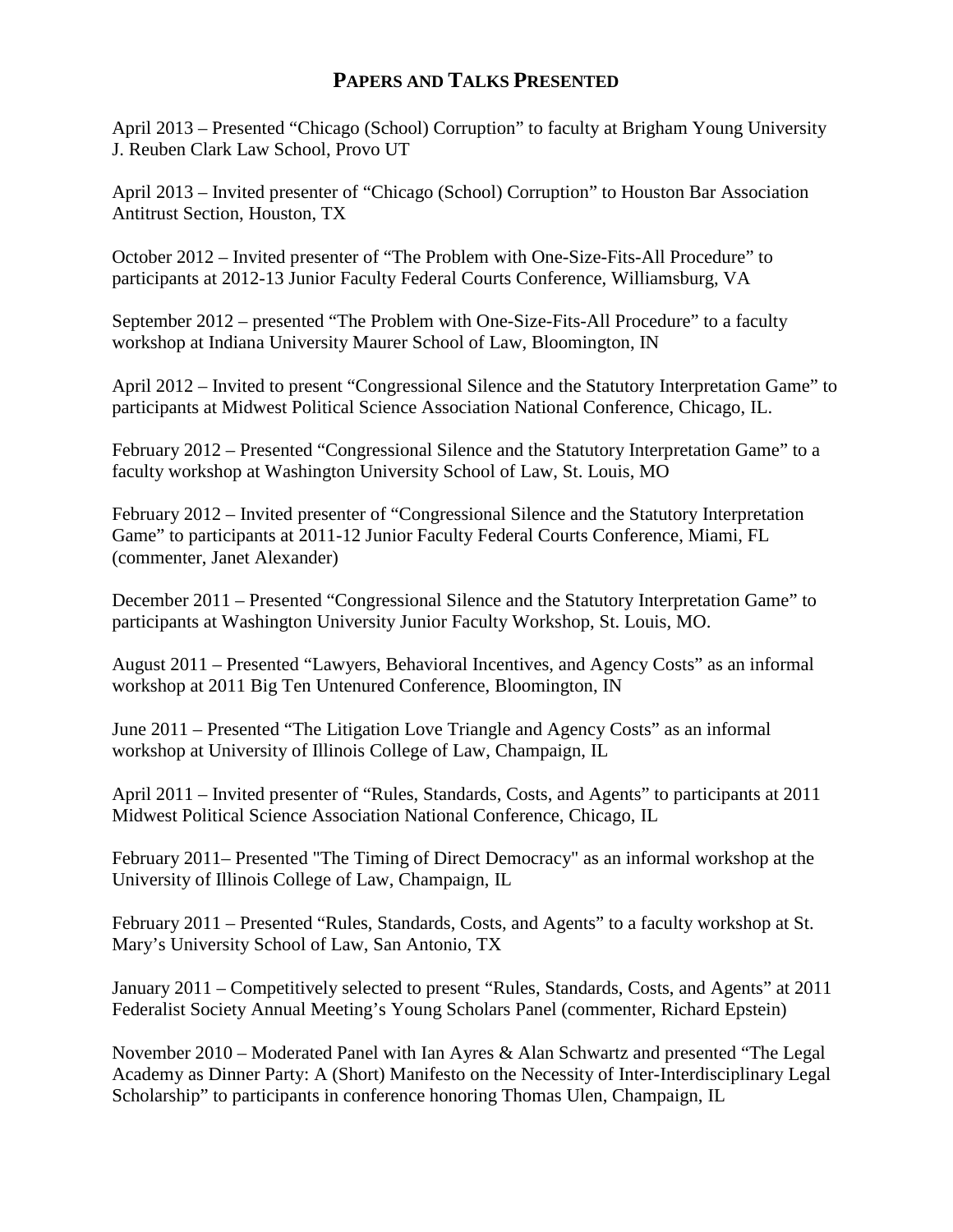## PAPERS AND TALKS PRESENTED

April 2013 – Presented "Chicago (School) Corruption" to faculty at Brigham Young University J. Reuben Clark Law School, Provo UT

April 2013 – Invited presenter of "Chicago (School) Corruption" to Houston Bar Association Antitrust Section, Houston, TX

October 2012 – Invited presenter of "The Problem with One-Size-Fits-All Procedure" to participants at 2012-13 Junior Faculty Federal Courts Conference, Williamsburg, VA

September 2012 – presented "The Problem with One-Size-Fits-All Procedure" to a faculty workshop at Indiana University Maurer School of Law, Bloomington, IN

April 2012 – Invited to present "Congressional Silence and the Statutory Interpretation Game" to participants at Midwest Political Science Association National Conference, Chicago, IL.

February 2012 – Presented "Congressional Silence and the Statutory Interpretation Game" to a faculty workshop at Washington University School of Law, St. Louis, MO

February 2012 – Invited presenter of "Congressional Silence and the Statutory Interpretation Game" to participants at 2011-12 Junior Faculty Federal Courts Conference, Miami, FL (commenter, Janet Alexander)

December 2011 – Presented "Congressional Silence and the Statutory Interpretation Game" to participants at Washington University Junior Faculty Workshop, St. Louis, MO.

August 2011 – Presented "Lawyers, Behavioral Incentives, and Agency Costs" as an informal workshop at 2011 Big Ten Untenured Conference, Bloomington, IN

June 2011 – Presented "The Litigation Love Triangle and Agency Costs" as an informal workshop at University of Illinois College of Law, Champaign, IL

April 2011 – Invited presenter of "Rules, Standards, Costs, and Agents" to participants at 2011 Midwest Political Science Association National Conference, Chicago, IL

February 2011– Presented "The Timing of Direct Democracy" as an informal workshop at the University of Illinois College of Law, Champaign, IL

February 2011 – Presented "Rules, Standards, Costs, and Agents" to a faculty workshop at St. Mary's University School of Law, San Antonio, TX

January 2011 – Competitively selected to present "Rules, Standards, Costs, and Agents" at 2011 Federalist Society Annual Meeting's Young Scholars Panel (commenter, Richard Epstein)

November 2010 – Moderated Panel with Ian Ayres & Alan Schwartz and presented "The Legal Academy as Dinner Party: A (Short) Manifesto on the Necessity of Inter-Interdisciplinary Legal Scholarship" to participants in conference honoring Thomas Ulen, Champaign, IL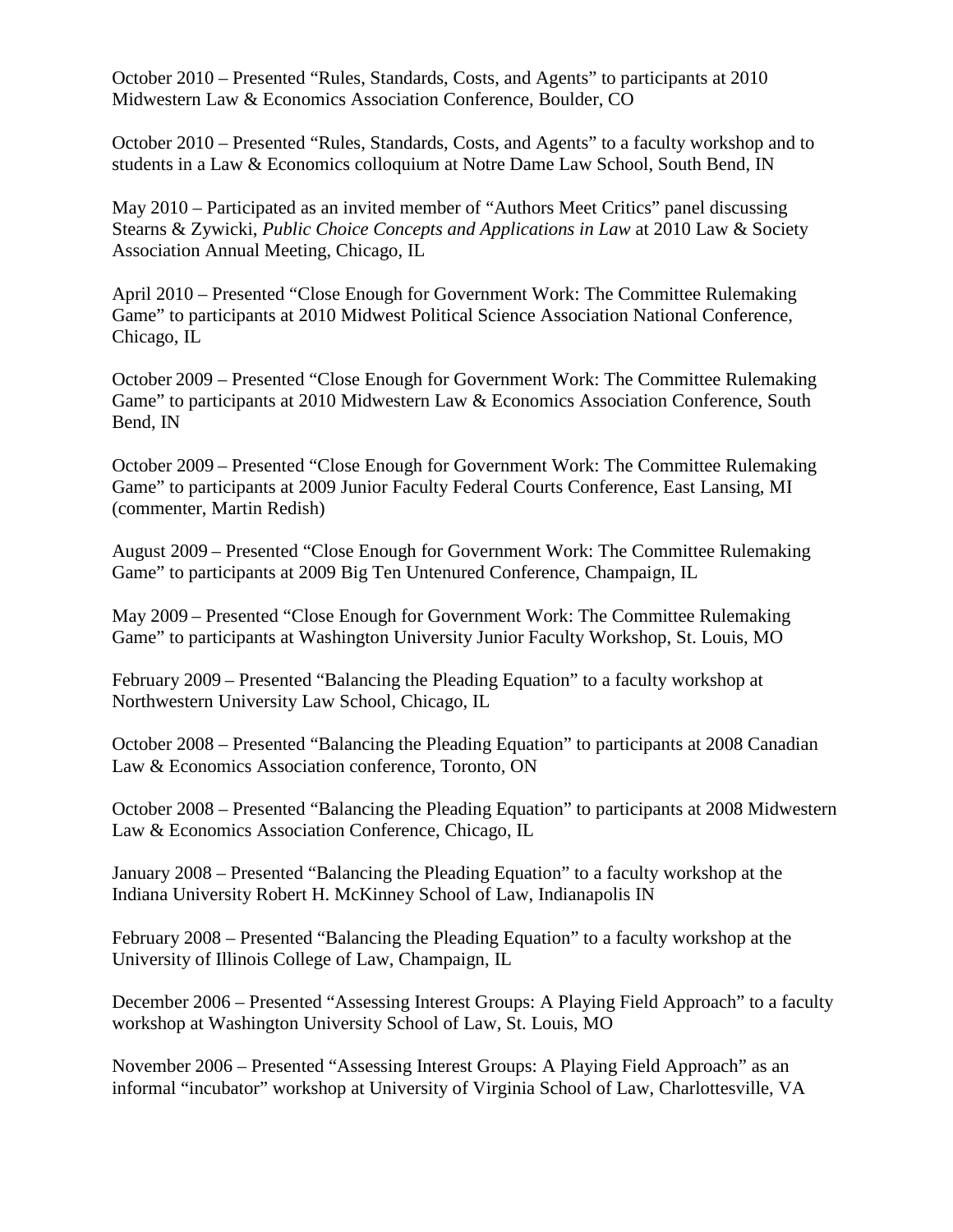October 2010 – Presented “Rules, Standards, Costs, and Agents” to participants at 2010 Midwestern Law & Economics Association Conference, Boulder, CO

October 2010 – Presented “Rules, Standards, Costs, and Agents” to a faculty workshop and to students in a Law & Economics colloquium at Notre Dame Law School, South Bend, IN

May 2010 – Participated as an invited member of “Authors Meet Critics” panel discussing Stearns & Zywicki, *Public Choice Concepts and Applications in Law* at 2010 Law & Society Association Annual Meeting, Chicago, IL

April 2010 – Presented “Close Enough for Government Work: The Committee Rulemaking Game” to participants at 2010 Midwest Political Science Association National Conference, Chicago, IL

October 2009 – Presented “Close Enough for Government Work: The Committee Rulemaking Game” to participants at 2010 Midwestern Law & Economics Association Conference, South Bend, IN

October 2009 – Presented “Close Enough for Government Work: The Committee Rulemaking Game” to participants at 2009 Junior Faculty Federal Courts Conference, East Lansing, MI (commenter, Martin Redish)

August 2009 – Presented “Close Enough for Government Work: The Committee Rulemaking Game” to participants at 2009 Big Ten Untenured Conference, Champaign, IL

May 2009 – Presented “Close Enough for Government Work: The Committee Rulemaking Game” to participants at Washington University Junior Faculty Workshop, St. Louis, MO

February 2009 – Presented “Balancing the Pleading Equation” to a faculty workshop at Northwestern University Law School, Chicago, IL

October 2008 – Presented “Balancing the Pleading Equation” to participants at 2008 Canadian Law & Economics Association conference, Toronto, ON

October 2008 – Presented “Balancing the Pleading Equation” to participants at 2008 Midwestern Law & Economics Association Conference, Chicago, IL

January 2008 – Presented “Balancing the Pleading Equation” to a faculty workshop at the Indiana University Robert H. McKinney School of Law, Indianapolis IN

February 2008 – Presented “Balancing the Pleading Equation” to a faculty workshop at the University of Illinois College of Law, Champaign, IL

December 2006 – Presented “Assessing Interest Groups: A Playing Field Approach” to a faculty workshop at Washington University School of Law, St. Louis, MO

November 2006 – Presented “Assessing Interest Groups: A Playing Field Approach” as an informal “incubator” workshop at University of Virginia School of Law, Charlottesville, VA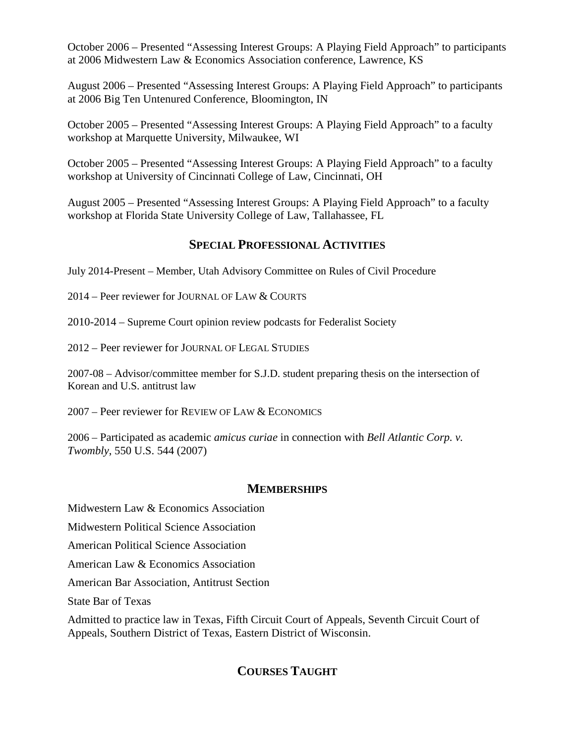October 2006 – Presented "Assessing Interest Groups: A Playing Field Approach" to participants at 2006 Midwestern Law & Economics Association conference, Lawrence, KS

August 2006 – Presented "Assessing Interest Groups: A Playing Field Approach" to participants at 2006 Big Ten Untenured Conference, Bloomington, IN

October 2005 – Presented "Assessing Interest Groups: A Playing Field Approach" to a faculty workshop at Marquette University, Milwaukee, WI

October 2005 – Presented "Assessing Interest Groups: A Playing Field Approach" to a faculty workshop at University of Cincinnati College of Law, Cincinnati, OH

August 2005 – Presented "Assessing Interest Groups: A Playing Field Approach" to a faculty workshop at Florida State University College of Law, Tallahassee, FL

## SPECIAL PROFESSIONAL ACTIVITIES

July 2014-Present – Member, Utah Advisory Committee on Rules of Civil Procedure

2014 – Peer reviewer for JOURNAL OF LAW & COURTS

2010-2014 – Supreme Court opinion review podcasts for Federalist Society

2012 – Peer reviewer for JOURNAL OF LEGAL STUDIES

2007-08 – Advisor/committee member for S.J.D. student preparing thesis on the intersection of Korean and U.S. antitrust law

2007 – Peer reviewer for REVIEW OF LAW & ECONOMICS

2006 – Participated as academic *amicus curiae* in connection with *Bell Atlantic Corp. v. Twombly*, 550 U.S. 544 (2007)

## MEMBERSHIPS

Midwestern Law & Economics Association

Midwestern Political Science Association

American Political Science Association

American Law & Economics Association

American Bar Association, Antitrust Section

State Bar of Texas

Admitted to practice law in Texas, Fifth Circuit Court of Appeals, Seventh Circuit Court of Appeals, Southern District of Texas, Eastern District of Wisconsin.

## COURSES TAUGHT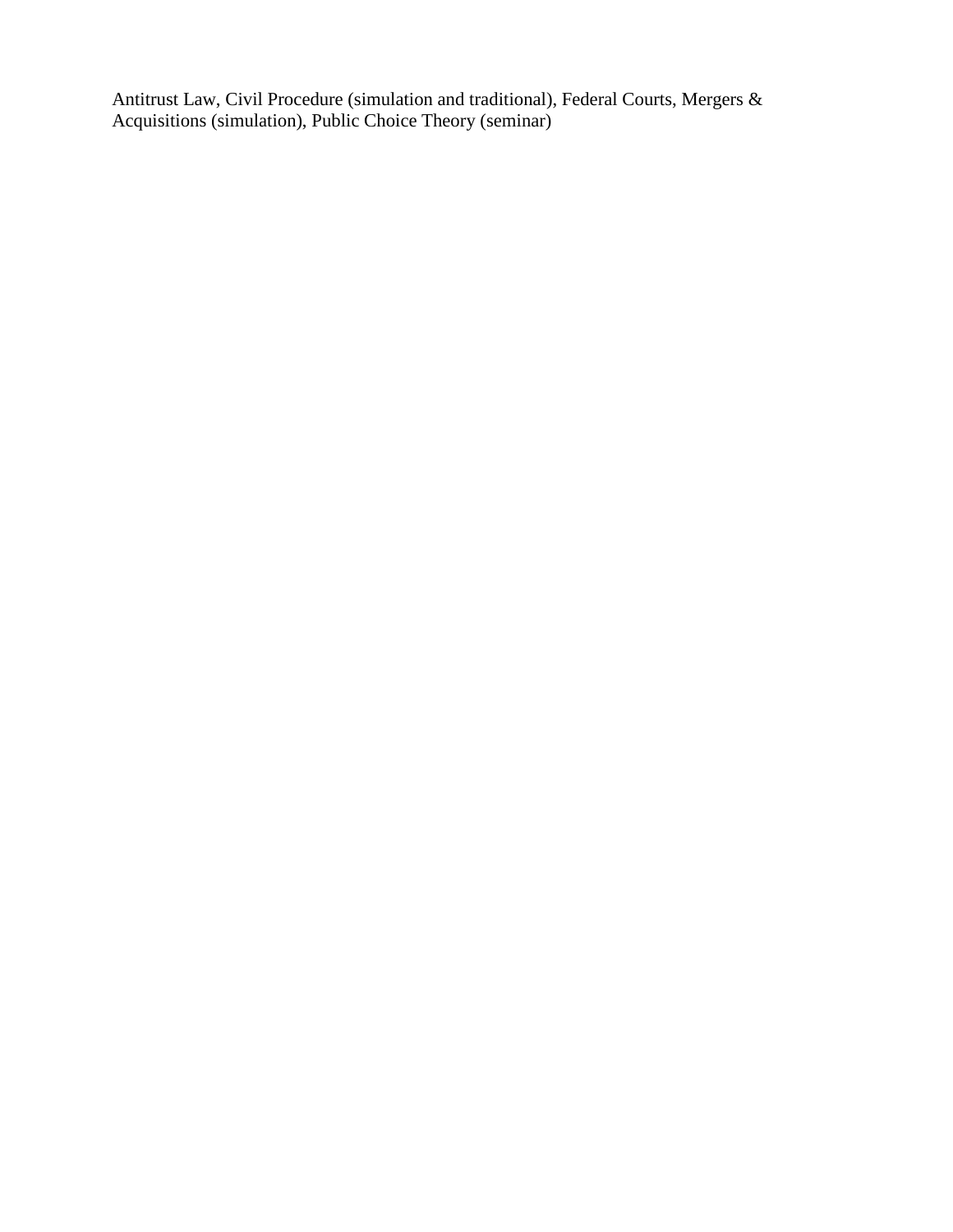Antitrust Law, Civil Procedure (simulation and traditional), Federal Courts, Mergers & Acquisitions (simulation), Public Choice Theory (seminar)